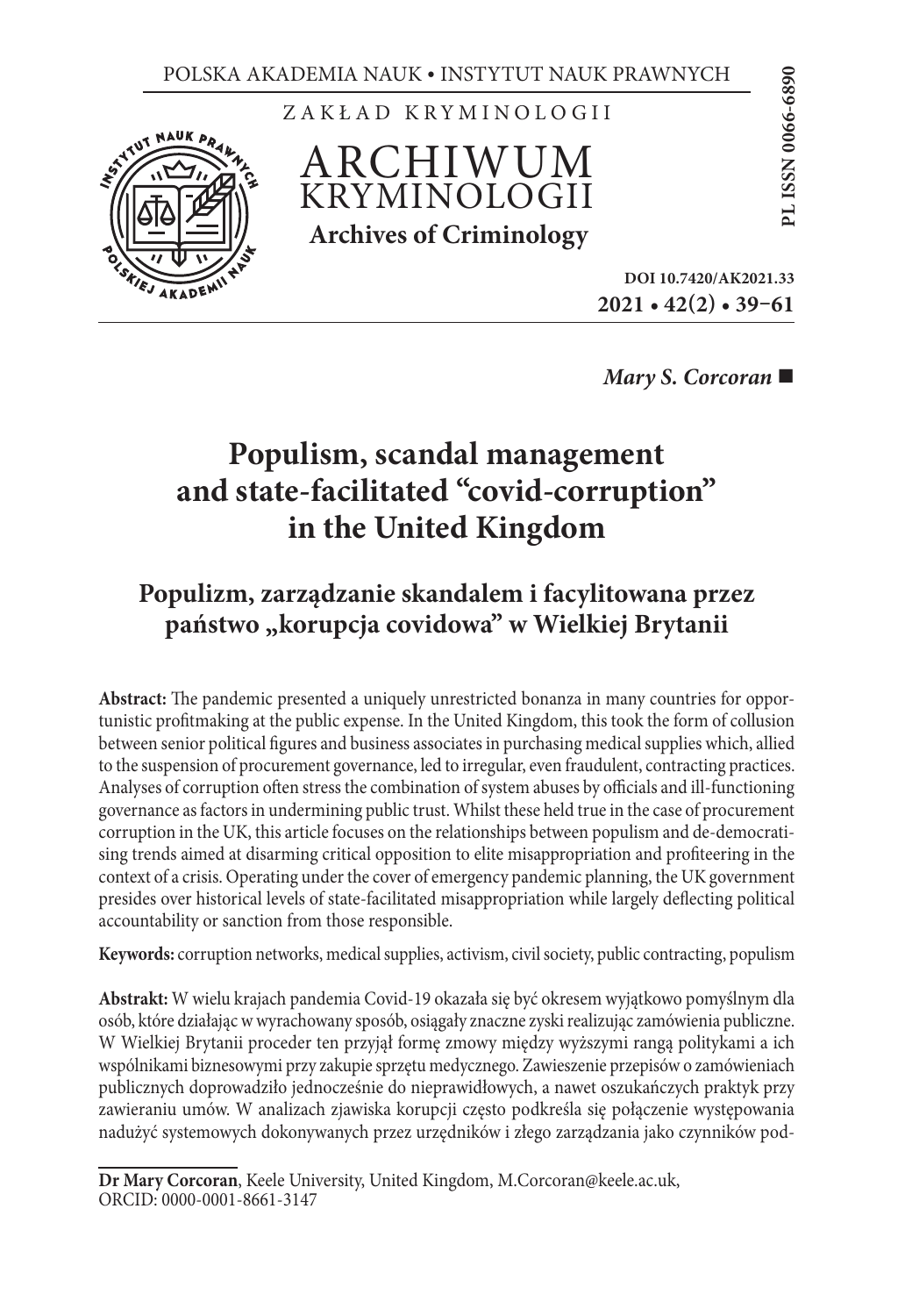POLSKA AKADEMIA NAUK • INSTYTUT NAUK PRAWNYCH

ZAKŁAD KRYMINOLOGII

ARCHIWUM KRYMINOLOGII

**Archives of Criminology**

**PL ISSN 0066-6890**

**DOI 10.7420/AK2021.33**

**2021 • 42(2) • 39–61**

***Mary S. Corcoran***

# Populism, scandal management and state-facilitated "covid-corruption" in the United Kingdom

## Populizm, zarządzanie skandalem i facylitowana przez państwo „korupcja covidowa" w Wielkiej Brytanii

**Abstract:** The pandemic presented a uniquely unrestricted bonanza in many countries for opportunistic profitmaking at the public expense. In the United Kingdom, this took the form of collusion between senior political figures and business associates in purchasing medical supplies which, allied to the suspension of procurement governance, led to irregular, even fraudulent, contracting practices. Analyses of corruption often stress the combination of system abuses by officials and ill-functioning governance as factors in undermining public trust. Whilst these held true in the case of procurement corruption in the UK, this article focuses on the relationships between populism and de-democratising trends aimed at disarming critical opposition to elite misappropriation and profiteering in the context of a crisis. Operating under the cover of emergency pandemic planning, the UK government presides over historical levels of state-facilitated misappropriation while largely deflecting political accountability or sanction from those responsible.

**Keywords:** corruption networks, medical supplies, activism, civil society, public contracting, populism

**Abstrakt:** W wielu krajach pandemia Covid-19 okazała się być okresem wyjątkowo pomyślnym dla osób, które działając w wyrachowany sposób, osiągały znaczne zyski realizując zamówienia publiczne. W Wielkiej Brytanii proceder ten przyjął formę zmowy między wyższymi rangą politykami a ich wspólnikami biznesowymi przy zakupie sprzętu medycznego. Zawieszenie przepisów o zamówieniach publicznych doprowadziło jednocześnie do nieprawidłowych, a nawet oszukańczych praktyk przy zawieraniu umów. W analizach zjawiska korupcji często podkreśla się połączenie występowania nadużyć systemowych dokonywanych przez urzędników i złego zarządzania jako czynników pod-

---

**Dr Mary Corcoran**, Keele University, United Kingdom, M.Corcoran@keele.ac.uk, ORCID: 0000-0001-8661-3147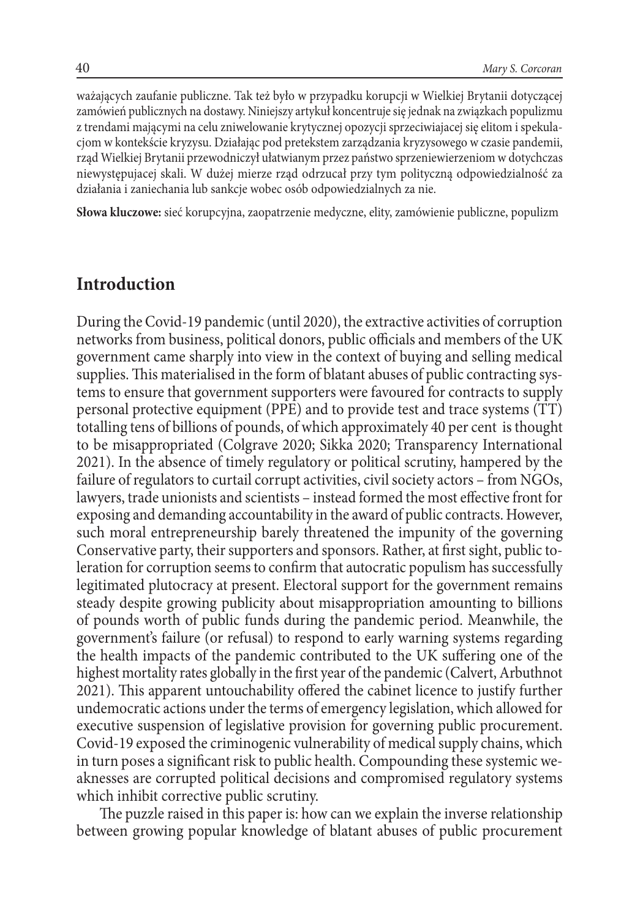ważających zaufanie publiczne. Tak też było w przypadku korupcji w Wielkiej Brytanii dotyczącej zamówień publicznych na dostawy. Niniejszy artykuł koncentruje się jednak na związkach populizmu z trendami mającymi na celu zniwelowanie krytycznej opozycji sprzeciwiajacej się elitom i spekulacjom w kontekście kryzysu. Działając pod pretekstem zarządzania kryzysowego w czasie pandemii, rząd Wielkiej Brytanii przewodniczył ułatwianym przez państwo sprzeniewierzeniom w dotychczas niewystępujacej skali. W dużej mierze rząd odrzucał przy tym polityczną odpowiedzialność za działania i zaniechania lub sankcje wobec osób odpowiedzialnych za nie.

**Słowa kluczowe:** sieć korupcyjna, zaopatrzenie medyczne, elity, zamówienie publiczne, populizm

## Introduction

During the Covid-19 pandemic (until 2020), the extractive activities of corruption networks from business, political donors, public officials and members of the UK government came sharply into view in the context of buying and selling medical supplies. This materialised in the form of blatant abuses of public contracting systems to ensure that government supporters were favoured for contracts to supply personal protective equipment (PPE) and to provide test and trace systems (TT) totalling tens of billions of pounds, of which approximately 40 per cent is thought to be misappropriated (Colgrave 2020; Sikka 2020; Transparency International 2021). In the absence of timely regulatory or political scrutiny, hampered by the failure of regulators to curtail corrupt activities, civil society actors – from NGOs, lawyers, trade unionists and scientists – instead formed the most effective front for exposing and demanding accountability in the award of public contracts. However, such moral entrepreneurship barely threatened the impunity of the governing Conservative party, their supporters and sponsors. Rather, at first sight, public toleration for corruption seems to confirm that autocratic populism has successfully legitimated plutocracy at present. Electoral support for the government remains steady despite growing publicity about misappropriation amounting to billions of pounds worth of public funds during the pandemic period. Meanwhile, the government's failure (or refusal) to respond to early warning systems regarding the health impacts of the pandemic contributed to the UK suffering one of the highest mortality rates globally in the first year of the pandemic (Calvert, Arbuthnot 2021). This apparent untouchability offered the cabinet licence to justify further undemocratic actions under the terms of emergency legislation, which allowed for executive suspension of legislative provision for governing public procurement. Covid-19 exposed the criminogenic vulnerability of medical supply chains, which in turn poses a significant risk to public health. Compounding these systemic weaknesses are corrupted political decisions and compromised regulatory systems which inhibit corrective public scrutiny.

The puzzle raised in this paper is: how can we explain the inverse relationship between growing popular knowledge of blatant abuses of public procurement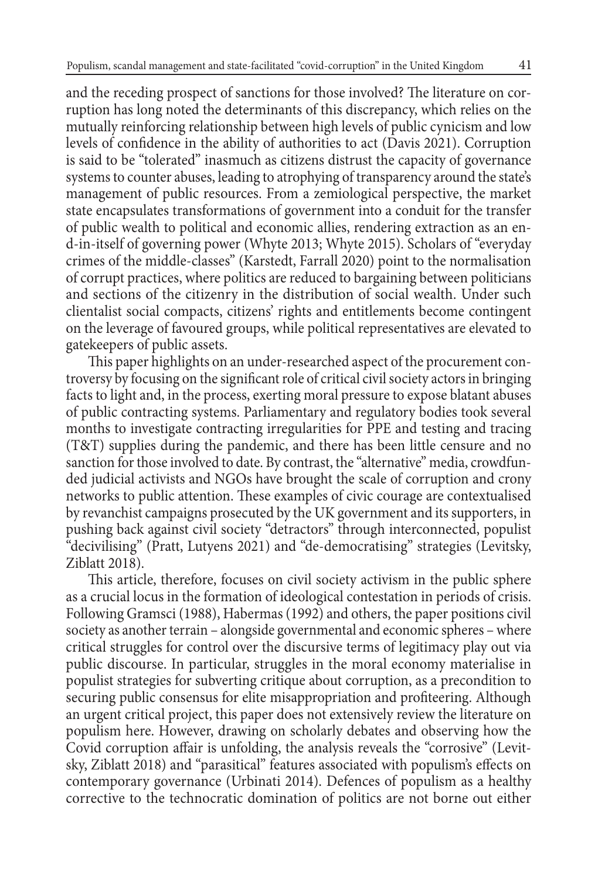and the receding prospect of sanctions for those involved? The literature on corruption has long noted the determinants of this discrepancy, which relies on the mutually reinforcing relationship between high levels of public cynicism and low levels of confidence in the ability of authorities to act (Davis 2021). Corruption is said to be "tolerated" inasmuch as citizens distrust the capacity of governance systems to counter abuses, leading to atrophying of transparency around the state's management of public resources. From a zemiological perspective, the market state encapsulates transformations of government into a conduit for the transfer of public wealth to political and economic allies, rendering extraction as an end-in-itself of governing power (Whyte 2013; Whyte 2015). Scholars of "everyday crimes of the middle-classes" (Karstedt, Farrall 2020) point to the normalisation of corrupt practices, where politics are reduced to bargaining between politicians and sections of the citizenry in the distribution of social wealth. Under such clientalist social compacts, citizens' rights and entitlements become contingent on the leverage of favoured groups, while political representatives are elevated to gatekeepers of public assets.

This paper highlights on an under-researched aspect of the procurement controversy by focusing on the significant role of critical civil society actors in bringing facts to light and, in the process, exerting moral pressure to expose blatant abuses of public contracting systems. Parliamentary and regulatory bodies took several months to investigate contracting irregularities for PPE and testing and tracing (T&T) supplies during the pandemic, and there has been little censure and no sanction for those involved to date. By contrast, the "alternative" media, crowdfunded judicial activists and NGOs have brought the scale of corruption and crony networks to public attention. These examples of civic courage are contextualised by revanchist campaigns prosecuted by the UK government and its supporters, in pushing back against civil society "detractors" through interconnected, populist "decivilising" (Pratt, Lutyens 2021) and "de-democratising" strategies (Levitsky, Ziblatt 2018).

This article, therefore, focuses on civil society activism in the public sphere as a crucial locus in the formation of ideological contestation in periods of crisis. Following Gramsci (1988), Habermas (1992) and others, the paper positions civil society as another terrain – alongside governmental and economic spheres – where critical struggles for control over the discursive terms of legitimacy play out via public discourse. In particular, struggles in the moral economy materialise in populist strategies for subverting critique about corruption, as a precondition to securing public consensus for elite misappropriation and profiteering. Although an urgent critical project, this paper does not extensively review the literature on populism here. However, drawing on scholarly debates and observing how the Covid corruption affair is unfolding, the analysis reveals the "corrosive" (Levitsky, Ziblatt 2018) and "parasitical" features associated with populism's effects on contemporary governance (Urbinati 2014). Defences of populism as a healthy corrective to the technocratic domination of politics are not borne out either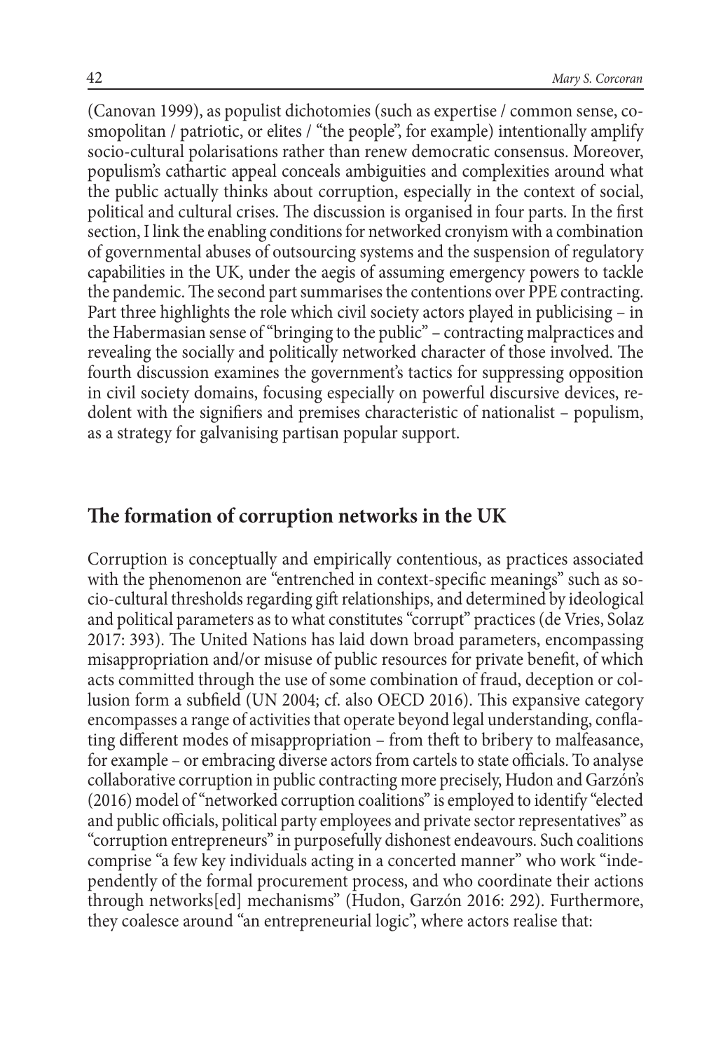(Canovan 1999), as populist dichotomies (such as expertise / common sense, cosmopolitan / patriotic, or elites / "the people", for example) intentionally amplify socio-cultural polarisations rather than renew democratic consensus. Moreover, populism's cathartic appeal conceals ambiguities and complexities around what the public actually thinks about corruption, especially in the context of social, political and cultural crises. The discussion is organised in four parts. In the first section, I link the enabling conditions for networked cronyism with a combination of governmental abuses of outsourcing systems and the suspension of regulatory capabilities in the UK, under the aegis of assuming emergency powers to tackle the pandemic. The second part summarises the contentions over PPE contracting. Part three highlights the role which civil society actors played in publicising – in the Habermasian sense of "bringing to the public" – contracting malpractices and revealing the socially and politically networked character of those involved. The fourth discussion examines the government's tactics for suppressing opposition in civil society domains, focusing especially on powerful discursive devices, redolent with the signifiers and premises characteristic of nationalist – populism, as a strategy for galvanising partisan popular support.

## The formation of corruption networks in the UK

Corruption is conceptually and empirically contentious, as practices associated with the phenomenon are "entrenched in context-specific meanings" such as socio-cultural thresholds regarding gift relationships, and determined by ideological and political parameters as to what constitutes "corrupt" practices (de Vries, Solaz 2017: 393). The United Nations has laid down broad parameters, encompassing misappropriation and/or misuse of public resources for private benefit, of which acts committed through the use of some combination of fraud, deception or collusion form a subfield (UN 2004; cf. also OECD 2016). This expansive category encompasses a range of activities that operate beyond legal understanding, conflating different modes of misappropriation – from theft to bribery to malfeasance, for example – or embracing diverse actors from cartels to state officials. To analyse collaborative corruption in public contracting more precisely, Hudon and Garzón's (2016) model of "networked corruption coalitions" is employed to identify "elected and public officials, political party employees and private sector representatives" as "corruption entrepreneurs" in purposefully dishonest endeavours. Such coalitions comprise "a few key individuals acting in a concerted manner" who work "independently of the formal procurement process, and who coordinate their actions through networks[ed] mechanisms" (Hudon, Garzón 2016: 292). Furthermore, they coalesce around "an entrepreneurial logic", where actors realise that: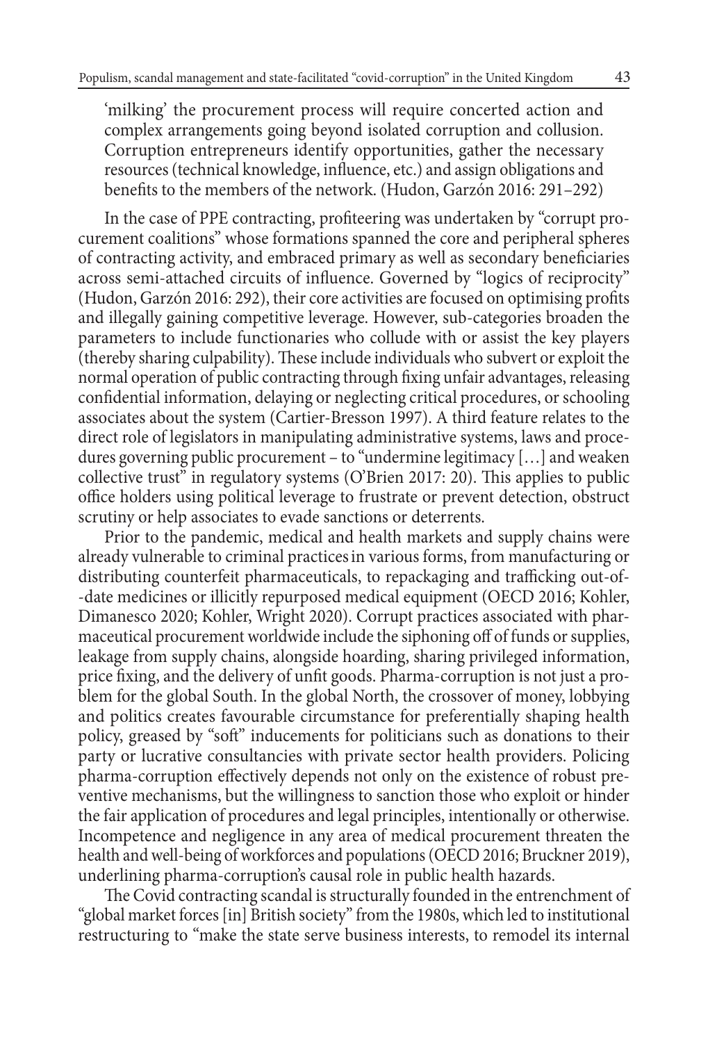> ‘milking’ the procurement process will require concerted action and complex arrangements going beyond isolated corruption and collusion. Corruption entrepreneurs identify opportunities, gather the necessary resources (technical knowledge, influence, etc.) and assign obligations and benefits to the members of the network. (Hudon, Garzón 2016: 291–292)

In the case of PPE contracting, profiteering was undertaken by “corrupt procurement coalitions” whose formations spanned the core and peripheral spheres of contracting activity, and embraced primary as well as secondary beneficiaries across semi-attached circuits of influence. Governed by “logics of reciprocity” (Hudon, Garzón 2016: 292), their core activities are focused on optimising profits and illegally gaining competitive leverage. However, sub-categories broaden the parameters to include functionaries who collude with or assist the key players (thereby sharing culpability). These include individuals who subvert or exploit the normal operation of public contracting through fixing unfair advantages, releasing confidential information, delaying or neglecting critical procedures, or schooling associates about the system (Cartier-Bresson 1997). A third feature relates to the direct role of legislators in manipulating administrative systems, laws and procedures governing public procurement – to “undermine legitimacy […] and weaken collective trust” in regulatory systems (O’Brien 2017: 20). This applies to public office holders using political leverage to frustrate or prevent detection, obstruct scrutiny or help associates to evade sanctions or deterrents.

Prior to the pandemic, medical and health markets and supply chains were already vulnerable to criminal practices in various forms, from manufacturing or distributing counterfeit pharmaceuticals, to repackaging and trafficking out-of-date medicines or illicitly repurposed medical equipment (OECD 2016; Kohler, Dimanesco 2020; Kohler, Wright 2020). Corrupt practices associated with pharmaceutical procurement worldwide include the siphoning off of funds or supplies, leakage from supply chains, alongside hoarding, sharing privileged information, price fixing, and the delivery of unfit goods. Pharma-corruption is not just a problem for the global South. In the global North, the crossover of money, lobbying and politics creates favourable circumstance for preferentially shaping health policy, greased by “soft” inducements for politicians such as donations to their party or lucrative consultancies with private sector health providers. Policing pharma-corruption effectively depends not only on the existence of robust preventive mechanisms, but the willingness to sanction those who exploit or hinder the fair application of procedures and legal principles, intentionally or otherwise. Incompetence and negligence in any area of medical procurement threaten the health and well-being of workforces and populations (OECD 2016; Bruckner 2019), underlining pharma-corruption’s causal role in public health hazards.

The Covid contracting scandal is structurally founded in the entrenchment of “global market forces [in] British society” from the 1980s, which led to institutional restructuring to “make the state serve business interests, to remodel its internal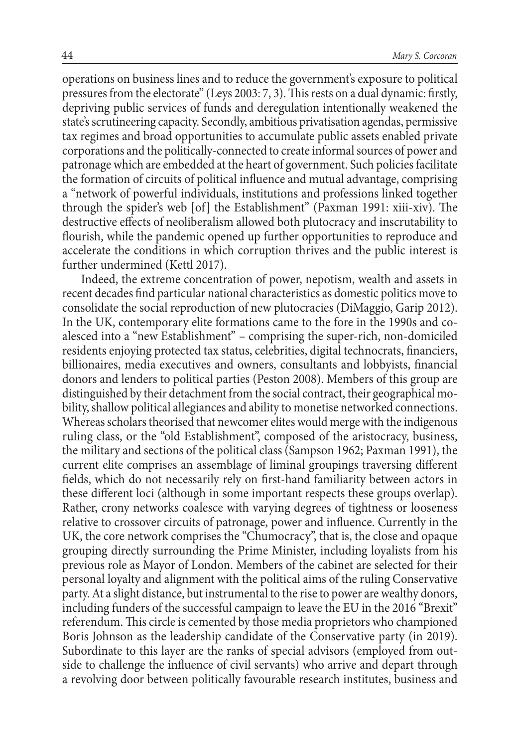operations on business lines and to reduce the government's exposure to political pressures from the electorate" (Leys 2003: 7, 3). This rests on a dual dynamic: firstly, depriving public services of funds and deregulation intentionally weakened the state's scrutineering capacity. Secondly, ambitious privatisation agendas, permissive tax regimes and broad opportunities to accumulate public assets enabled private corporations and the politically-connected to create informal sources of power and patronage which are embedded at the heart of government. Such policies facilitate the formation of circuits of political influence and mutual advantage, comprising a "network of powerful individuals, institutions and professions linked together through the spider's web [of] the Establishment" (Paxman 1991: xiii-xiv). The destructive effects of neoliberalism allowed both plutocracy and inscrutability to flourish, while the pandemic opened up further opportunities to reproduce and accelerate the conditions in which corruption thrives and the public interest is further undermined (Kettl 2017).

Indeed, the extreme concentration of power, nepotism, wealth and assets in recent decades find particular national characteristics as domestic politics move to consolidate the social reproduction of new plutocracies (DiMaggio, Garip 2012). In the UK, contemporary elite formations came to the fore in the 1990s and coalesced into a "new Establishment" – comprising the super-rich, non-domiciled residents enjoying protected tax status, celebrities, digital technocrats, financiers, billionaires, media executives and owners, consultants and lobbyists, financial donors and lenders to political parties (Peston 2008). Members of this group are distinguished by their detachment from the social contract, their geographical mobility, shallow political allegiances and ability to monetise networked connections. Whereas scholars theorised that newcomer elites would merge with the indigenous ruling class, or the "old Establishment", composed of the aristocracy, business, the military and sections of the political class (Sampson 1962; Paxman 1991), the current elite comprises an assemblage of liminal groupings traversing different fields, which do not necessarily rely on first-hand familiarity between actors in these different loci (although in some important respects these groups overlap). Rather, crony networks coalesce with varying degrees of tightness or looseness relative to crossover circuits of patronage, power and influence. Currently in the UK, the core network comprises the "Chumocracy", that is, the close and opaque grouping directly surrounding the Prime Minister, including loyalists from his previous role as Mayor of London. Members of the cabinet are selected for their personal loyalty and alignment with the political aims of the ruling Conservative party. At a slight distance, but instrumental to the rise to power are wealthy donors, including funders of the successful campaign to leave the EU in the 2016 "Brexit" referendum. This circle is cemented by those media proprietors who championed Boris Johnson as the leadership candidate of the Conservative party (in 2019). Subordinate to this layer are the ranks of special advisors (employed from outside to challenge the influence of civil servants) who arrive and depart through a revolving door between politically favourable research institutes, business and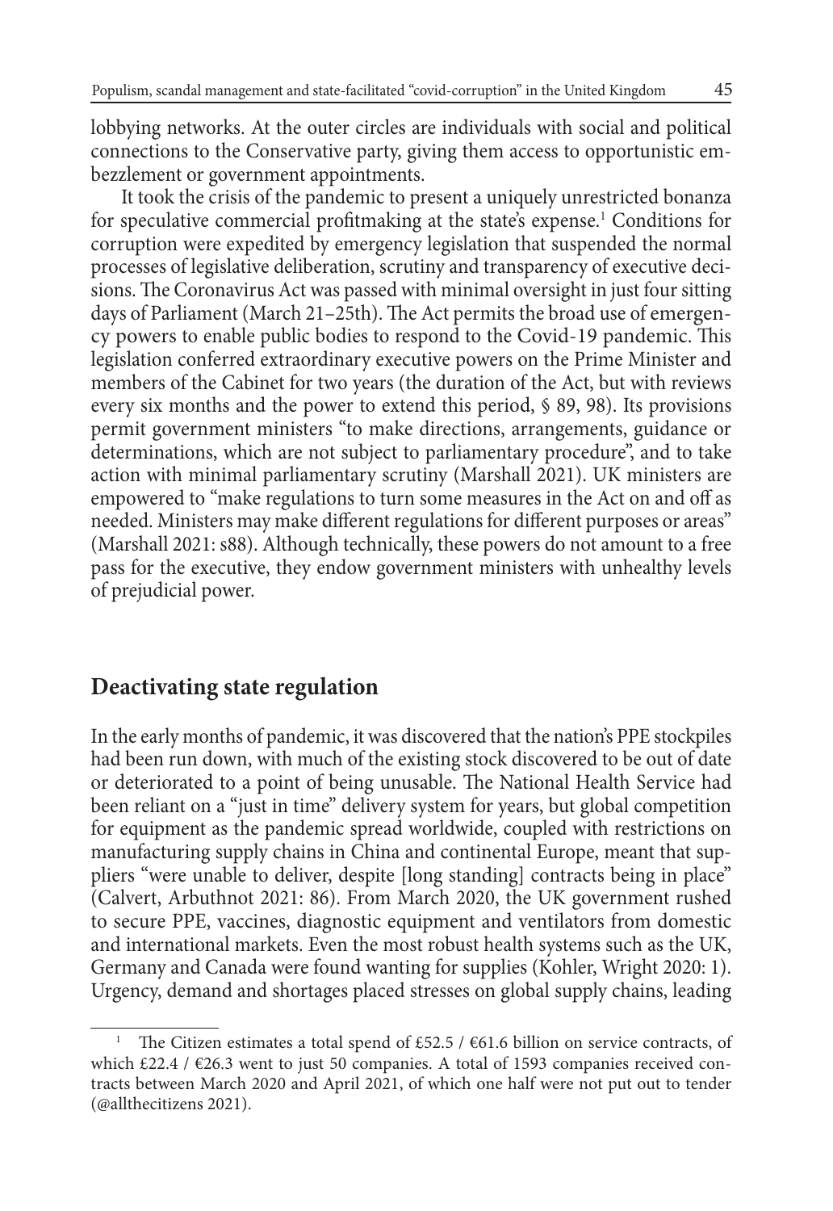lobbying networks. At the outer circles are individuals with social and political connections to the Conservative party, giving them access to opportunistic embezzlement or government appointments.

It took the crisis of the pandemic to present a uniquely unrestricted bonanza for speculative commercial profitmaking at the state's expense.[1] Conditions for corruption were expedited by emergency legislation that suspended the normal processes of legislative deliberation, scrutiny and transparency of executive decisions. The Coronavirus Act was passed with minimal oversight in just four sitting days of Parliament (March 21–25th). The Act permits the broad use of emergency powers to enable public bodies to respond to the Covid-19 pandemic. This legislation conferred extraordinary executive powers on the Prime Minister and members of the Cabinet for two years (the duration of the Act, but with reviews every six months and the power to extend this period, § 89, 98). Its provisions permit government ministers "to make directions, arrangements, guidance or determinations, which are not subject to parliamentary procedure", and to take action with minimal parliamentary scrutiny (Marshall 2021). UK ministers are empowered to "make regulations to turn some measures in the Act on and off as needed. Ministers may make different regulations for different purposes or areas" (Marshall 2021: s88). Although technically, these powers do not amount to a free pass for the executive, they endow government ministers with unhealthy levels of prejudicial power.

## Deactivating state regulation

In the early months of pandemic, it was discovered that the nation's PPE stockpiles had been run down, with much of the existing stock discovered to be out of date or deteriorated to a point of being unusable. The National Health Service had been reliant on a "just in time" delivery system for years, but global competition for equipment as the pandemic spread worldwide, coupled with restrictions on manufacturing supply chains in China and continental Europe, meant that suppliers "were unable to deliver, despite [long standing] contracts being in place" (Calvert, Arbuthnot 2021: 86). From March 2020, the UK government rushed to secure PPE, vaccines, diagnostic equipment and ventilators from domestic and international markets. Even the most robust health systems such as the UK, Germany and Canada were found wanting for supplies (Kohler, Wright 2020: 1). Urgency, demand and shortages placed stresses on global supply chains, leading

---

[1] The Citizen estimates a total spend of £52.5 / €61.6 billion on service contracts, of which £22.4 / €26.3 went to just 50 companies. A total of 1593 companies received contracts between March 2020 and April 2021, of which one half were not put out to tender (@allthecitizens 2021).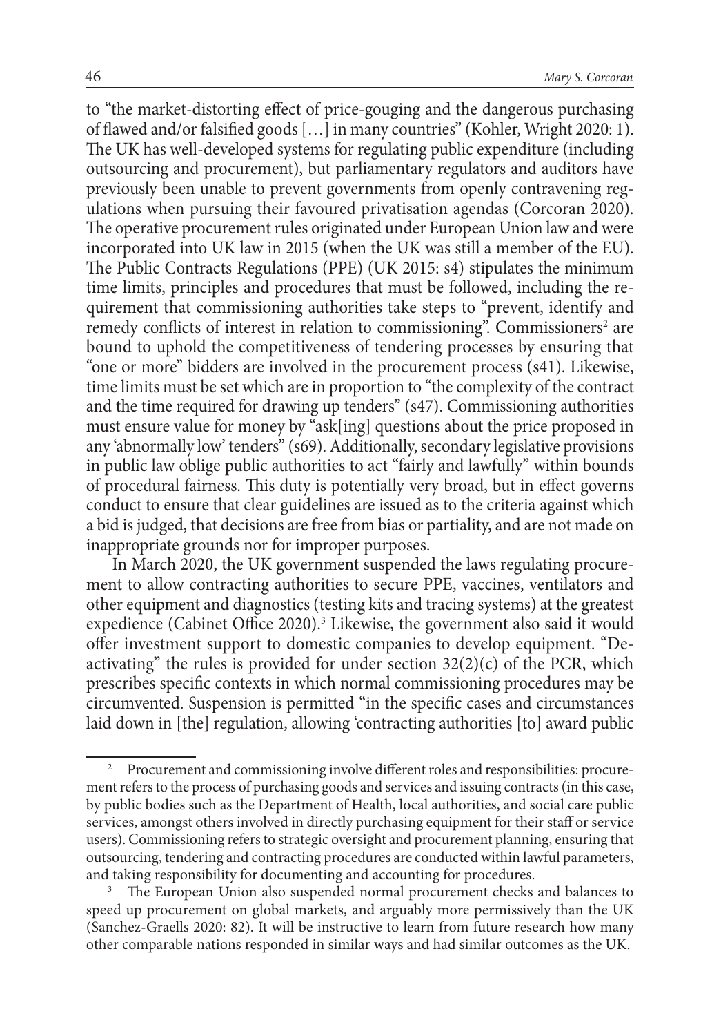to "the market-distorting effect of price-gouging and the dangerous purchasing of flawed and/or falsified goods […] in many countries" (Kohler, Wright 2020: 1). The UK has well-developed systems for regulating public expenditure (including outsourcing and procurement), but parliamentary regulators and auditors have previously been unable to prevent governments from openly contravening regulations when pursuing their favoured privatisation agendas (Corcoran 2020). The operative procurement rules originated under European Union law and were incorporated into UK law in 2015 (when the UK was still a member of the EU). The Public Contracts Regulations (PPE) (UK 2015: s4) stipulates the minimum time limits, principles and procedures that must be followed, including the requirement that commissioning authorities take steps to "prevent, identify and remedy conflicts of interest in relation to commissioning". Commissioners[2] are bound to uphold the competitiveness of tendering processes by ensuring that "one or more" bidders are involved in the procurement process (s41). Likewise, time limits must be set which are in proportion to "the complexity of the contract and the time required for drawing up tenders" (s47). Commissioning authorities must ensure value for money by "ask[ing] questions about the price proposed in any 'abnormally low' tenders" (s69). Additionally, secondary legislative provisions in public law oblige public authorities to act "fairly and lawfully" within bounds of procedural fairness. This duty is potentially very broad, but in effect governs conduct to ensure that clear guidelines are issued as to the criteria against which a bid is judged, that decisions are free from bias or partiality, and are not made on inappropriate grounds nor for improper purposes.

In March 2020, the UK government suspended the laws regulating procurement to allow contracting authorities to secure PPE, vaccines, ventilators and other equipment and diagnostics (testing kits and tracing systems) at the greatest expedience (Cabinet Office 2020).[3] Likewise, the government also said it would offer investment support to domestic companies to develop equipment. "Deactivating" the rules is provided for under section 32(2)(c) of the PCR, which prescribes specific contexts in which normal commissioning procedures may be circumvented. Suspension is permitted "in the specific cases and circumstances laid down in [the] regulation, allowing 'contracting authorities [to] award public

[2] Procurement and commissioning involve different roles and responsibilities: procurement refers to the process of purchasing goods and services and issuing contracts (in this case, by public bodies such as the Department of Health, local authorities, and social care public services, amongst others involved in directly purchasing equipment for their staff or service users). Commissioning refers to strategic oversight and procurement planning, ensuring that outsourcing, tendering and contracting procedures are conducted within lawful parameters, and taking responsibility for documenting and accounting for procedures.

[3] The European Union also suspended normal procurement checks and balances to speed up procurement on global markets, and arguably more permissively than the UK (Sanchez-Graells 2020: 82). It will be instructive to learn from future research how many other comparable nations responded in similar ways and had similar outcomes as the UK.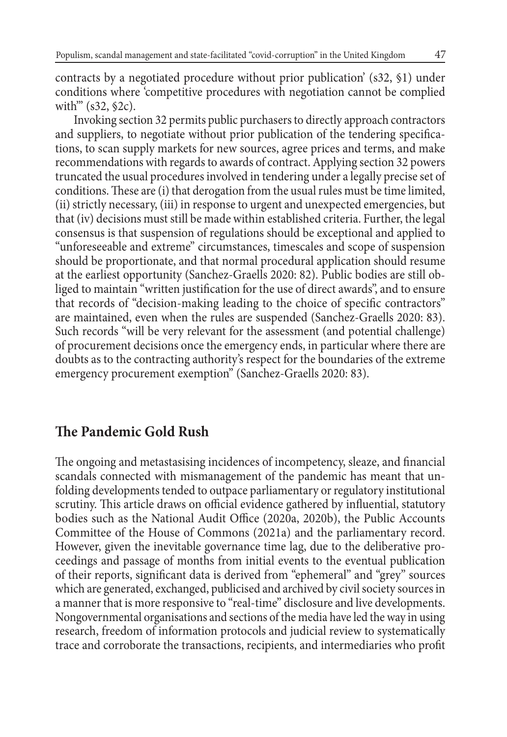contracts by a negotiated procedure without prior publication' (s32, §1) under conditions where 'competitive procedures with negotiation cannot be complied with'" (s32, §2c).

Invoking section 32 permits public purchasers to directly approach contractors and suppliers, to negotiate without prior publication of the tendering specifications, to scan supply markets for new sources, agree prices and terms, and make recommendations with regards to awards of contract. Applying section 32 powers truncated the usual procedures involved in tendering under a legally precise set of conditions. These are (i) that derogation from the usual rules must be time limited, (ii) strictly necessary, (iii) in response to urgent and unexpected emergencies, but that (iv) decisions must still be made within established criteria. Further, the legal consensus is that suspension of regulations should be exceptional and applied to "unforeseeable and extreme" circumstances, timescales and scope of suspension should be proportionate, and that normal procedural application should resume at the earliest opportunity (Sanchez-Graells 2020: 82). Public bodies are still obliged to maintain "written justification for the use of direct awards", and to ensure that records of "decision-making leading to the choice of specific contractors" are maintained, even when the rules are suspended (Sanchez-Graells 2020: 83). Such records "will be very relevant for the assessment (and potential challenge) of procurement decisions once the emergency ends, in particular where there are doubts as to the contracting authority's respect for the boundaries of the extreme emergency procurement exemption" (Sanchez-Graells 2020: 83).

## The Pandemic Gold Rush

The ongoing and metastasising incidences of incompetency, sleaze, and financial scandals connected with mismanagement of the pandemic has meant that unfolding developments tended to outpace parliamentary or regulatory institutional scrutiny. This article draws on official evidence gathered by influential, statutory bodies such as the National Audit Office (2020a, 2020b), the Public Accounts Committee of the House of Commons (2021a) and the parliamentary record. However, given the inevitable governance time lag, due to the deliberative proceedings and passage of months from initial events to the eventual publication of their reports, significant data is derived from "ephemeral" and "grey" sources which are generated, exchanged, publicised and archived by civil society sources in a manner that is more responsive to "real-time" disclosure and live developments. Nongovernmental organisations and sections of the media have led the way in using research, freedom of information protocols and judicial review to systematically trace and corroborate the transactions, recipients, and intermediaries who profit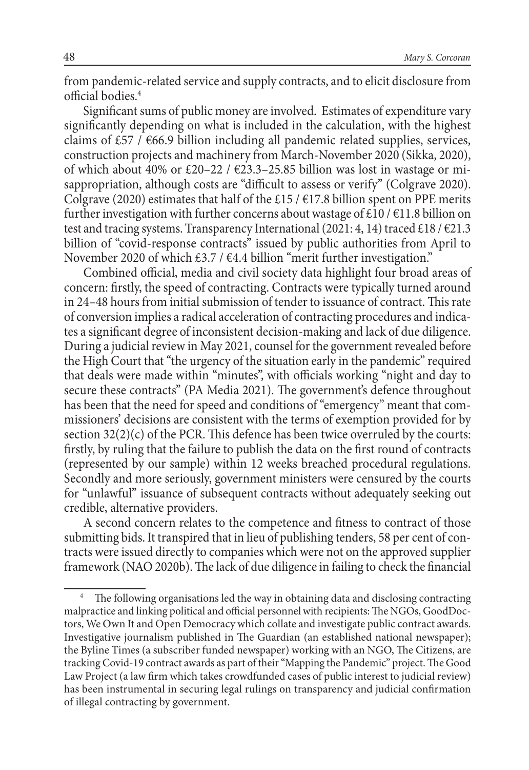from pandemic-related service and supply contracts, and to elicit disclosure from official bodies.[4]

Significant sums of public money are involved. Estimates of expenditure vary significantly depending on what is included in the calculation, with the highest claims of £57 / €66.9 billion including all pandemic related supplies, services, construction projects and machinery from March-November 2020 (Sikka, 2020), of which about 40% or £20–22 / €23.3–25.85 billion was lost in wastage or misappropriation, although costs are "difficult to assess or verify" (Colgrave 2020). Colgrave (2020) estimates that half of the £15 / €17.8 billion spent on PPE merits further investigation with further concerns about wastage of £10 / €11.8 billion on test and tracing systems. Transparency International (2021: 4, 14) traced £18 / €21.3 billion of "covid-response contracts" issued by public authorities from April to November 2020 of which £3.7 / €4.4 billion "merit further investigation."

Combined official, media and civil society data highlight four broad areas of concern: firstly, the speed of contracting. Contracts were typically turned around in 24–48 hours from initial submission of tender to issuance of contract. This rate of conversion implies a radical acceleration of contracting procedures and indicates a significant degree of inconsistent decision-making and lack of due diligence. During a judicial review in May 2021, counsel for the government revealed before the High Court that "the urgency of the situation early in the pandemic" required that deals were made within "minutes", with officials working "night and day to secure these contracts" (PA Media 2021). The government's defence throughout has been that the need for speed and conditions of "emergency" meant that commissioners' decisions are consistent with the terms of exemption provided for by section 32(2)(c) of the PCR. This defence has been twice overruled by the courts: firstly, by ruling that the failure to publish the data on the first round of contracts (represented by our sample) within 12 weeks breached procedural regulations. Secondly and more seriously, government ministers were censured by the courts for "unlawful" issuance of subsequent contracts without adequately seeking out credible, alternative providers.

A second concern relates to the competence and fitness to contract of those submitting bids. It transpired that in lieu of publishing tenders, 58 per cent of contracts were issued directly to companies which were not on the approved supplier framework (NAO 2020b). The lack of due diligence in failing to check the financial

[4] The following organisations led the way in obtaining data and disclosing contracting malpractice and linking political and official personnel with recipients: The NGOs, GoodDoctors, We Own It and Open Democracy which collate and investigate public contract awards. Investigative journalism published in The Guardian (an established national newspaper); the Byline Times (a subscriber funded newspaper) working with an NGO, The Citizens, are tracking Covid-19 contract awards as part of their "Mapping the Pandemic" project. The Good Law Project (a law firm which takes crowdfunded cases of public interest to judicial review) has been instrumental in securing legal rulings on transparency and judicial confirmation of illegal contracting by government.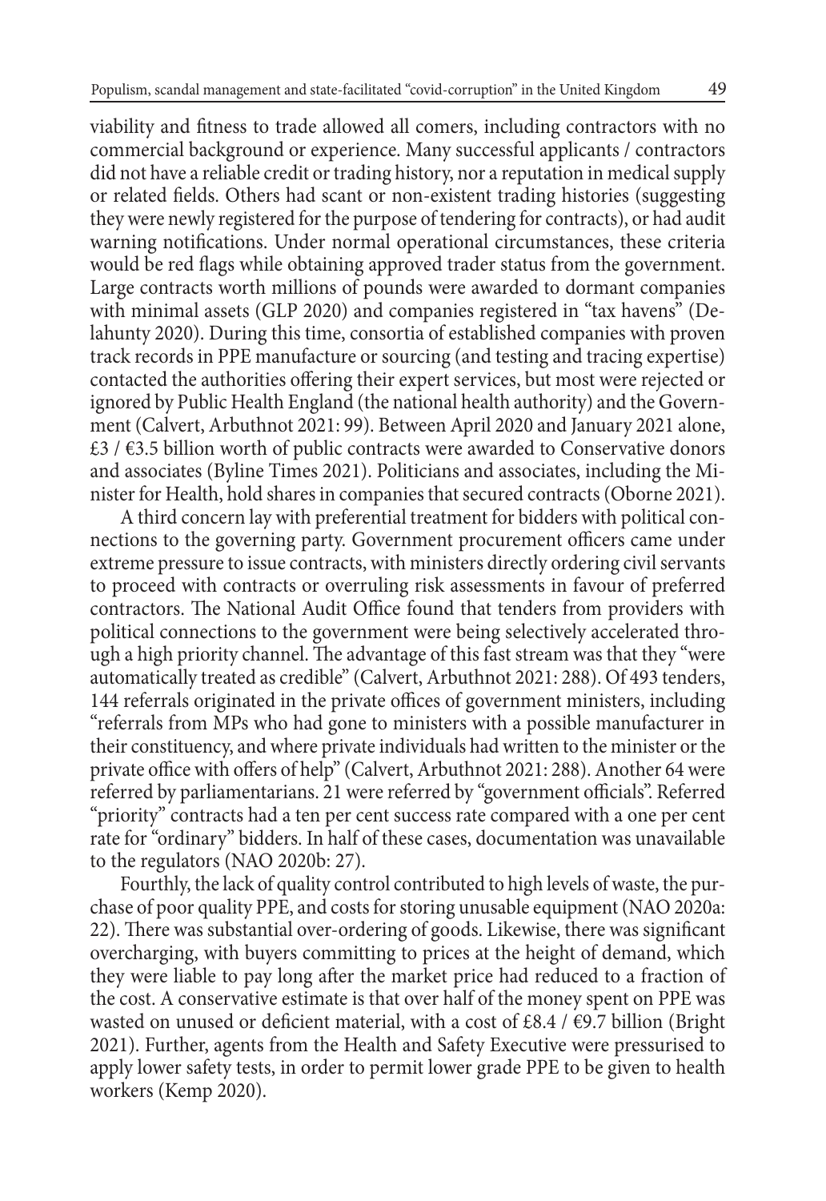viability and fitness to trade allowed all comers, including contractors with no commercial background or experience. Many successful applicants / contractors did not have a reliable credit or trading history, nor a reputation in medical supply or related fields. Others had scant or non-existent trading histories (suggesting they were newly registered for the purpose of tendering for contracts), or had audit warning notifications. Under normal operational circumstances, these criteria would be red flags while obtaining approved trader status from the government. Large contracts worth millions of pounds were awarded to dormant companies with minimal assets (GLP 2020) and companies registered in "tax havens" (Delahunty 2020). During this time, consortia of established companies with proven track records in PPE manufacture or sourcing (and testing and tracing expertise) contacted the authorities offering their expert services, but most were rejected or ignored by Public Health England (the national health authority) and the Government (Calvert, Arbuthnot 2021: 99). Between April 2020 and January 2021 alone, £3 / €3.5 billion worth of public contracts were awarded to Conservative donors and associates (Byline Times 2021). Politicians and associates, including the Minister for Health, hold shares in companies that secured contracts (Oborne 2021).

A third concern lay with preferential treatment for bidders with political connections to the governing party. Government procurement officers came under extreme pressure to issue contracts, with ministers directly ordering civil servants to proceed with contracts or overruling risk assessments in favour of preferred contractors. The National Audit Office found that tenders from providers with political connections to the government were being selectively accelerated through a high priority channel. The advantage of this fast stream was that they "were automatically treated as credible" (Calvert, Arbuthnot 2021: 288). Of 493 tenders, 144 referrals originated in the private offices of government ministers, including "referrals from MPs who had gone to ministers with a possible manufacturer in their constituency, and where private individuals had written to the minister or the private office with offers of help" (Calvert, Arbuthnot 2021: 288). Another 64 were referred by parliamentarians. 21 were referred by "government officials". Referred "priority" contracts had a ten per cent success rate compared with a one per cent rate for "ordinary" bidders. In half of these cases, documentation was unavailable to the regulators (NAO 2020b: 27).

Fourthly, the lack of quality control contributed to high levels of waste, the purchase of poor quality PPE, and costs for storing unusable equipment (NAO 2020a: 22). There was substantial over-ordering of goods. Likewise, there was significant overcharging, with buyers committing to prices at the height of demand, which they were liable to pay long after the market price had reduced to a fraction of the cost. A conservative estimate is that over half of the money spent on PPE was wasted on unused or deficient material, with a cost of £8.4 / €9.7 billion (Bright 2021). Further, agents from the Health and Safety Executive were pressurised to apply lower safety tests, in order to permit lower grade PPE to be given to health workers (Kemp 2020).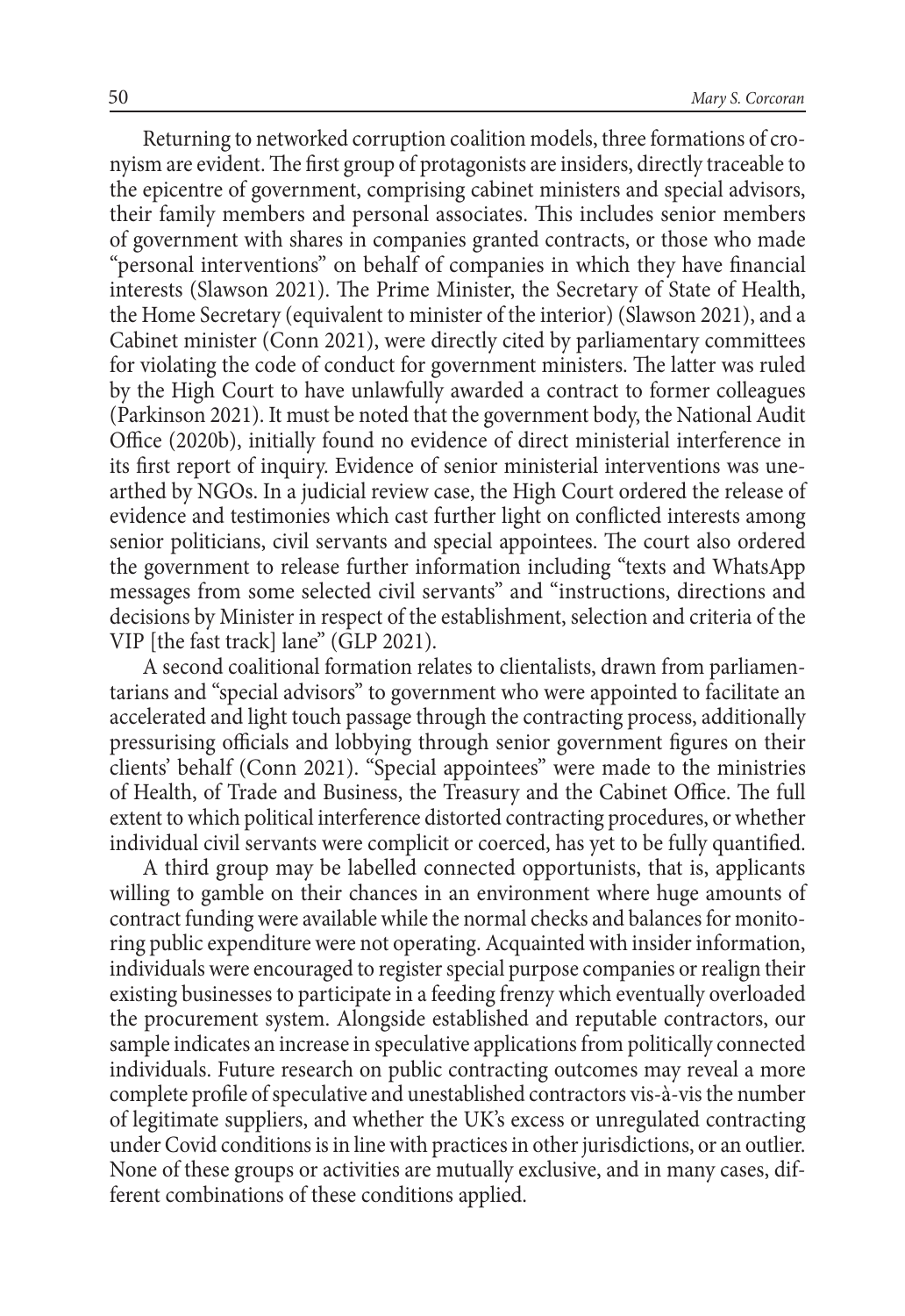Returning to networked corruption coalition models, three formations of cronyism are evident. The first group of protagonists are insiders, directly traceable to the epicentre of government, comprising cabinet ministers and special advisors, their family members and personal associates. This includes senior members of government with shares in companies granted contracts, or those who made "personal interventions" on behalf of companies in which they have financial interests (Slawson 2021). The Prime Minister, the Secretary of State of Health, the Home Secretary (equivalent to minister of the interior) (Slawson 2021), and a Cabinet minister (Conn 2021), were directly cited by parliamentary committees for violating the code of conduct for government ministers. The latter was ruled by the High Court to have unlawfully awarded a contract to former colleagues (Parkinson 2021). It must be noted that the government body, the National Audit Office (2020b), initially found no evidence of direct ministerial interference in its first report of inquiry. Evidence of senior ministerial interventions was unearthed by NGOs. In a judicial review case, the High Court ordered the release of evidence and testimonies which cast further light on conflicted interests among senior politicians, civil servants and special appointees. The court also ordered the government to release further information including "texts and WhatsApp messages from some selected civil servants" and "instructions, directions and decisions by Minister in respect of the establishment, selection and criteria of the VIP [the fast track] lane" (GLP 2021).

A second coalitional formation relates to clientalists, drawn from parliamentarians and "special advisors" to government who were appointed to facilitate an accelerated and light touch passage through the contracting process, additionally pressurising officials and lobbying through senior government figures on their clients' behalf (Conn 2021). "Special appointees" were made to the ministries of Health, of Trade and Business, the Treasury and the Cabinet Office. The full extent to which political interference distorted contracting procedures, or whether individual civil servants were complicit or coerced, has yet to be fully quantified.

A third group may be labelled connected opportunists, that is, applicants willing to gamble on their chances in an environment where huge amounts of contract funding were available while the normal checks and balances for monitoring public expenditure were not operating. Acquainted with insider information, individuals were encouraged to register special purpose companies or realign their existing businesses to participate in a feeding frenzy which eventually overloaded the procurement system. Alongside established and reputable contractors, our sample indicates an increase in speculative applications from politically connected individuals. Future research on public contracting outcomes may reveal a more complete profile of speculative and unestablished contractors vis-à-vis the number of legitimate suppliers, and whether the UK's excess or unregulated contracting under Covid conditions is in line with practices in other jurisdictions, or an outlier. None of these groups or activities are mutually exclusive, and in many cases, different combinations of these conditions applied.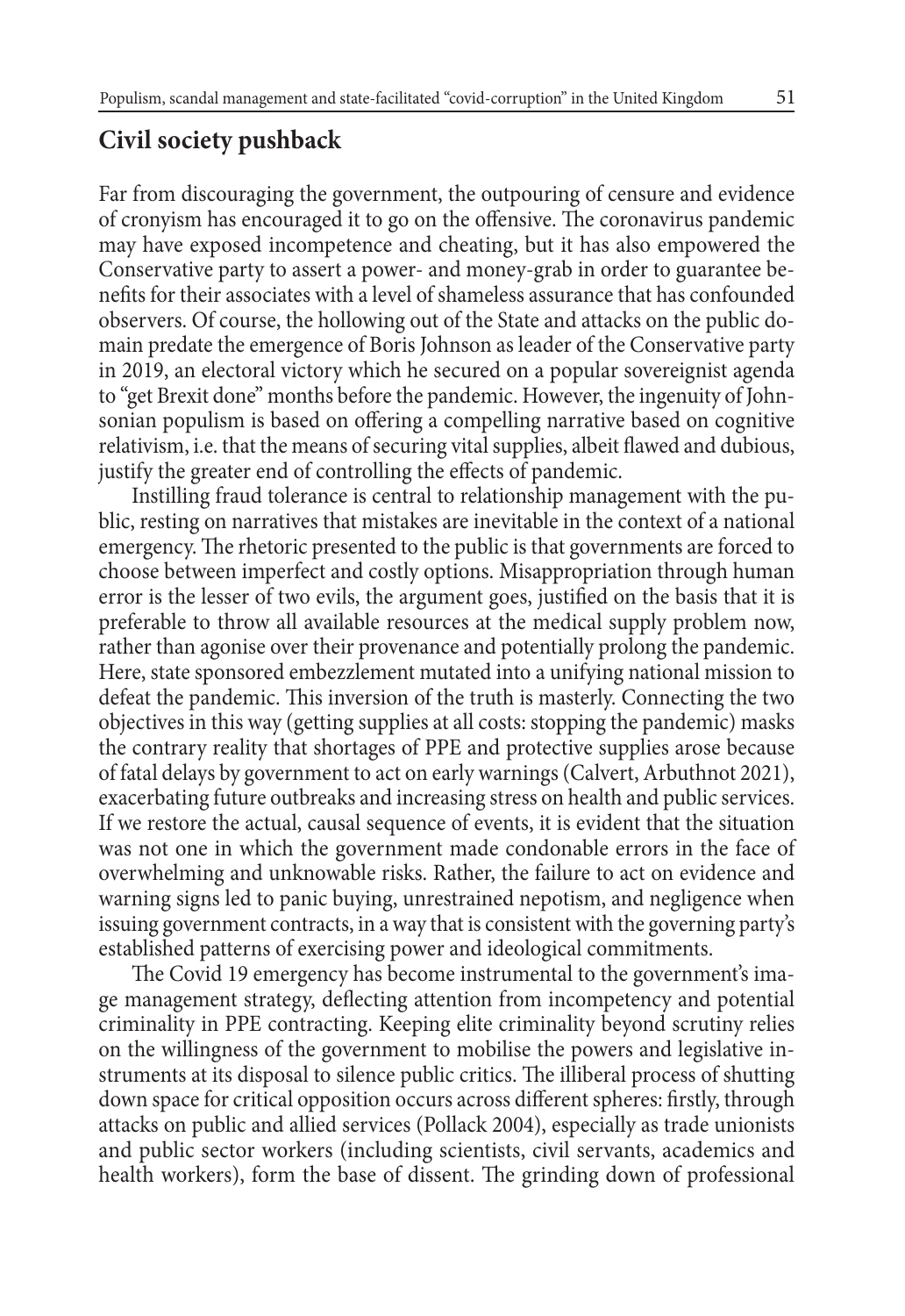## Civil society pushback

Far from discouraging the government, the outpouring of censure and evidence of cronyism has encouraged it to go on the offensive. The coronavirus pandemic may have exposed incompetence and cheating, but it has also empowered the Conservative party to assert a power- and money-grab in order to guarantee benefits for their associates with a level of shameless assurance that has confounded observers. Of course, the hollowing out of the State and attacks on the public domain predate the emergence of Boris Johnson as leader of the Conservative party in 2019, an electoral victory which he secured on a popular sovereignist agenda to "get Brexit done" months before the pandemic. However, the ingenuity of Johnsonian populism is based on offering a compelling narrative based on cognitive relativism, i.e. that the means of securing vital supplies, albeit flawed and dubious, justify the greater end of controlling the effects of pandemic.

Instilling fraud tolerance is central to relationship management with the public, resting on narratives that mistakes are inevitable in the context of a national emergency. The rhetoric presented to the public is that governments are forced to choose between imperfect and costly options. Misappropriation through human error is the lesser of two evils, the argument goes, justified on the basis that it is preferable to throw all available resources at the medical supply problem now, rather than agonise over their provenance and potentially prolong the pandemic. Here, state sponsored embezzlement mutated into a unifying national mission to defeat the pandemic. This inversion of the truth is masterly. Connecting the two objectives in this way (getting supplies at all costs: stopping the pandemic) masks the contrary reality that shortages of PPE and protective supplies arose because of fatal delays by government to act on early warnings (Calvert, Arbuthnot 2021), exacerbating future outbreaks and increasing stress on health and public services. If we restore the actual, causal sequence of events, it is evident that the situation was not one in which the government made condonable errors in the face of overwhelming and unknowable risks. Rather, the failure to act on evidence and warning signs led to panic buying, unrestrained nepotism, and negligence when issuing government contracts, in a way that is consistent with the governing party's established patterns of exercising power and ideological commitments.

The Covid 19 emergency has become instrumental to the government's image management strategy, deflecting attention from incompetency and potential criminality in PPE contracting. Keeping elite criminality beyond scrutiny relies on the willingness of the government to mobilise the powers and legislative instruments at its disposal to silence public critics. The illiberal process of shutting down space for critical opposition occurs across different spheres: firstly, through attacks on public and allied services (Pollack 2004), especially as trade unionists and public sector workers (including scientists, civil servants, academics and health workers), form the base of dissent. The grinding down of professional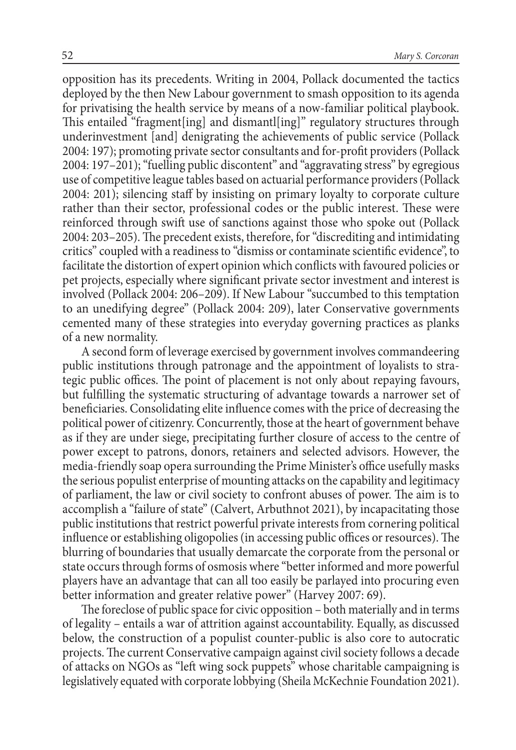opposition has its precedents. Writing in 2004, Pollack documented the tactics deployed by the then New Labour government to smash opposition to its agenda for privatising the health service by means of a now-familiar political playbook. This entailed "fragment[ing] and dismantl[ing]" regulatory structures through underinvestment [and] denigrating the achievements of public service (Pollack 2004: 197); promoting private sector consultants and for-profit providers (Pollack 2004: 197–201); "fuelling public discontent" and "aggravating stress" by egregious use of competitive league tables based on actuarial performance providers (Pollack 2004: 201); silencing staff by insisting on primary loyalty to corporate culture rather than their sector, professional codes or the public interest. These were reinforced through swift use of sanctions against those who spoke out (Pollack 2004: 203–205). The precedent exists, therefore, for "discrediting and intimidating critics" coupled with a readiness to "dismiss or contaminate scientific evidence", to facilitate the distortion of expert opinion which conflicts with favoured policies or pet projects, especially where significant private sector investment and interest is involved (Pollack 2004: 206–209). If New Labour "succumbed to this temptation to an unedifying degree" (Pollack 2004: 209), later Conservative governments cemented many of these strategies into everyday governing practices as planks of a new normality.

A second form of leverage exercised by government involves commandeering public institutions through patronage and the appointment of loyalists to strategic public offices. The point of placement is not only about repaying favours, but fulfilling the systematic structuring of advantage towards a narrower set of beneficiaries. Consolidating elite influence comes with the price of decreasing the political power of citizenry. Concurrently, those at the heart of government behave as if they are under siege, precipitating further closure of access to the centre of power except to patrons, donors, retainers and selected advisors. However, the media-friendly soap opera surrounding the Prime Minister's office usefully masks the serious populist enterprise of mounting attacks on the capability and legitimacy of parliament, the law or civil society to confront abuses of power. The aim is to accomplish a "failure of state" (Calvert, Arbuthnot 2021), by incapacitating those public institutions that restrict powerful private interests from cornering political influence or establishing oligopolies (in accessing public offices or resources). The blurring of boundaries that usually demarcate the corporate from the personal or state occurs through forms of osmosis where "better informed and more powerful players have an advantage that can all too easily be parlayed into procuring even better information and greater relative power" (Harvey 2007: 69).

The foreclose of public space for civic opposition – both materially and in terms of legality – entails a war of attrition against accountability. Equally, as discussed below, the construction of a populist counter-public is also core to autocratic projects. The current Conservative campaign against civil society follows a decade of attacks on NGOs as "left wing sock puppets" whose charitable campaigning is legislatively equated with corporate lobbying (Sheila McKechnie Foundation 2021).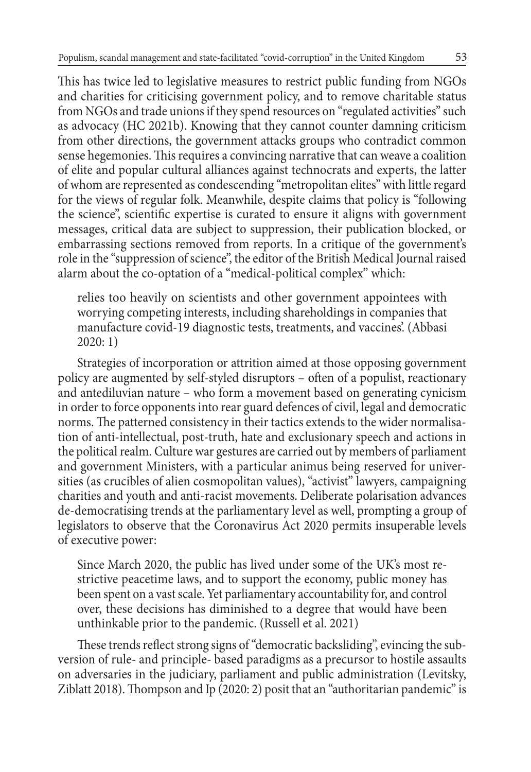This has twice led to legislative measures to restrict public funding from NGOs and charities for criticising government policy, and to remove charitable status from NGOs and trade unions if they spend resources on "regulated activities" such as advocacy (HC 2021b). Knowing that they cannot counter damning criticism from other directions, the government attacks groups who contradict common sense hegemonies. This requires a convincing narrative that can weave a coalition of elite and popular cultural alliances against technocrats and experts, the latter of whom are represented as condescending "metropolitan elites" with little regard for the views of regular folk. Meanwhile, despite claims that policy is "following the science", scientific expertise is curated to ensure it aligns with government messages, critical data are subject to suppression, their publication blocked, or embarrassing sections removed from reports. In a critique of the government's role in the "suppression of science", the editor of the British Medical Journal raised alarm about the co-optation of a "medical-political complex" which:

> relies too heavily on scientists and other government appointees with worrying competing interests, including shareholdings in companies that manufacture covid-19 diagnostic tests, treatments, and vaccines'. (Abbasi 2020: 1)

Strategies of incorporation or attrition aimed at those opposing government policy are augmented by self-styled disruptors – often of a populist, reactionary and antediluvian nature – who form a movement based on generating cynicism in order to force opponents into rear guard defences of civil, legal and democratic norms. The patterned consistency in their tactics extends to the wider normalisation of anti-intellectual, post-truth, hate and exclusionary speech and actions in the political realm. Culture war gestures are carried out by members of parliament and government Ministers, with a particular animus being reserved for universities (as crucibles of alien cosmopolitan values), "activist" lawyers, campaigning charities and youth and anti-racist movements. Deliberate polarisation advances de-democratising trends at the parliamentary level as well, prompting a group of legislators to observe that the Coronavirus Act 2020 permits insuperable levels of executive power:

> Since March 2020, the public has lived under some of the UK's most restrictive peacetime laws, and to support the economy, public money has been spent on a vast scale. Yet parliamentary accountability for, and control over, these decisions has diminished to a degree that would have been unthinkable prior to the pandemic. (Russell et al. 2021)

These trends reflect strong signs of "democratic backsliding", evincing the subversion of rule- and principle- based paradigms as a precursor to hostile assaults on adversaries in the judiciary, parliament and public administration (Levitsky, Ziblatt 2018). Thompson and Ip (2020: 2) posit that an "authoritarian pandemic" is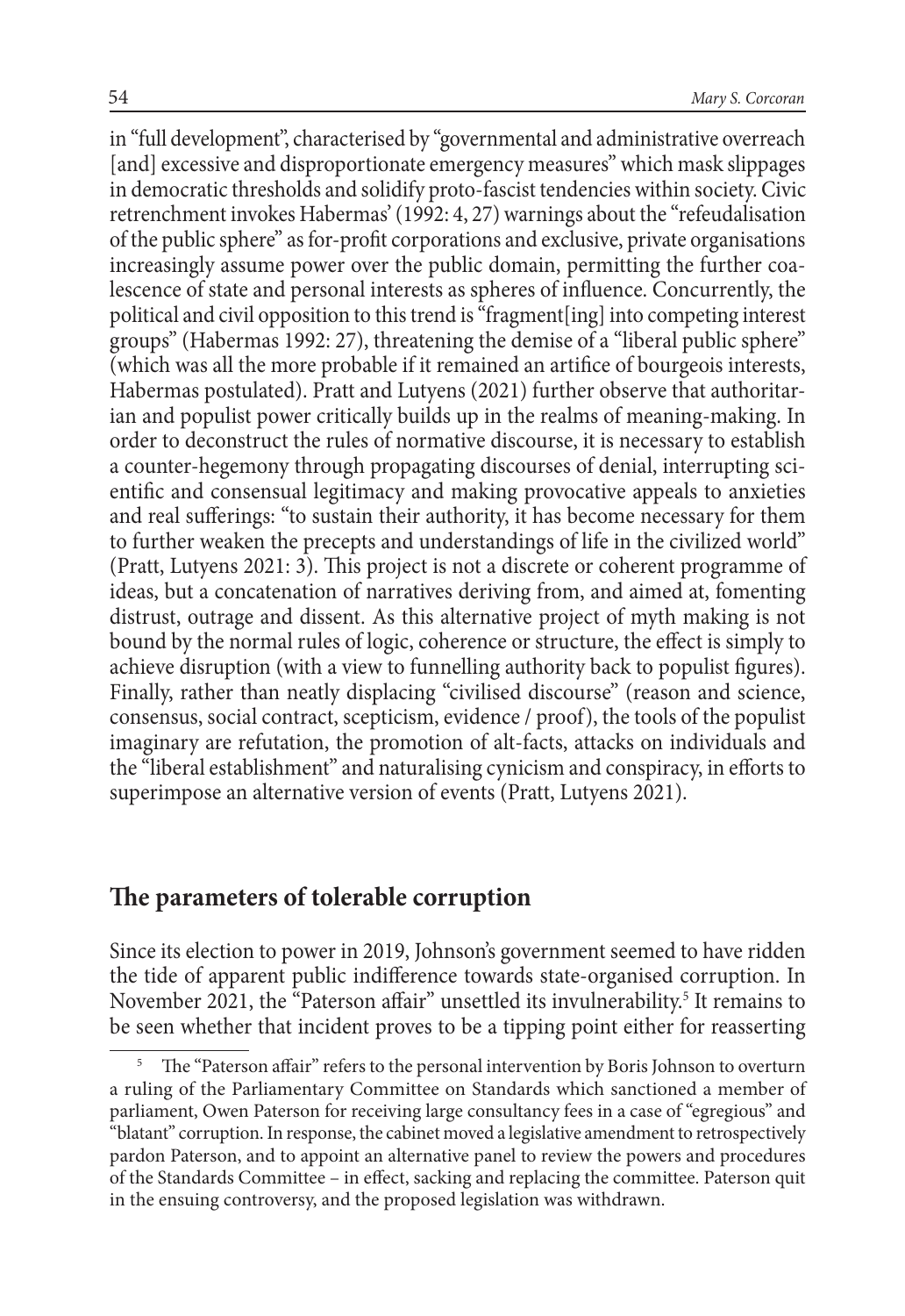in "full development", characterised by "governmental and administrative overreach [and] excessive and disproportionate emergency measures" which mask slippages in democratic thresholds and solidify proto-fascist tendencies within society. Civic retrenchment invokes Habermas' (1992: 4, 27) warnings about the "refeudalisation of the public sphere" as for-profit corporations and exclusive, private organisations increasingly assume power over the public domain, permitting the further coalescence of state and personal interests as spheres of influence. Concurrently, the political and civil opposition to this trend is "fragment[ing] into competing interest groups" (Habermas 1992: 27), threatening the demise of a "liberal public sphere" (which was all the more probable if it remained an artifice of bourgeois interests, Habermas postulated). Pratt and Lutyens (2021) further observe that authoritarian and populist power critically builds up in the realms of meaning-making. In order to deconstruct the rules of normative discourse, it is necessary to establish a counter-hegemony through propagating discourses of denial, interrupting scientific and consensual legitimacy and making provocative appeals to anxieties and real sufferings: "to sustain their authority, it has become necessary for them to further weaken the precepts and understandings of life in the civilized world" (Pratt, Lutyens 2021: 3). This project is not a discrete or coherent programme of ideas, but a concatenation of narratives deriving from, and aimed at, fomenting distrust, outrage and dissent. As this alternative project of myth making is not bound by the normal rules of logic, coherence or structure, the effect is simply to achieve disruption (with a view to funnelling authority back to populist figures). Finally, rather than neatly displacing "civilised discourse" (reason and science, consensus, social contract, scepticism, evidence / proof), the tools of the populist imaginary are refutation, the promotion of alt-facts, attacks on individuals and the "liberal establishment" and naturalising cynicism and conspiracy, in efforts to superimpose an alternative version of events (Pratt, Lutyens 2021).

## The parameters of tolerable corruption

Since its election to power in 2019, Johnson's government seemed to have ridden the tide of apparent public indifference towards state-organised corruption. In November 2021, the "Paterson affair" unsettled its invulnerability.[5] It remains to be seen whether that incident proves to be a tipping point either for reasserting

[5] The "Paterson affair" refers to the personal intervention by Boris Johnson to overturn a ruling of the Parliamentary Committee on Standards which sanctioned a member of parliament, Owen Paterson for receiving large consultancy fees in a case of "egregious" and "blatant" corruption. In response, the cabinet moved a legislative amendment to retrospectively pardon Paterson, and to appoint an alternative panel to review the powers and procedures of the Standards Committee – in effect, sacking and replacing the committee. Paterson quit in the ensuing controversy, and the proposed legislation was withdrawn.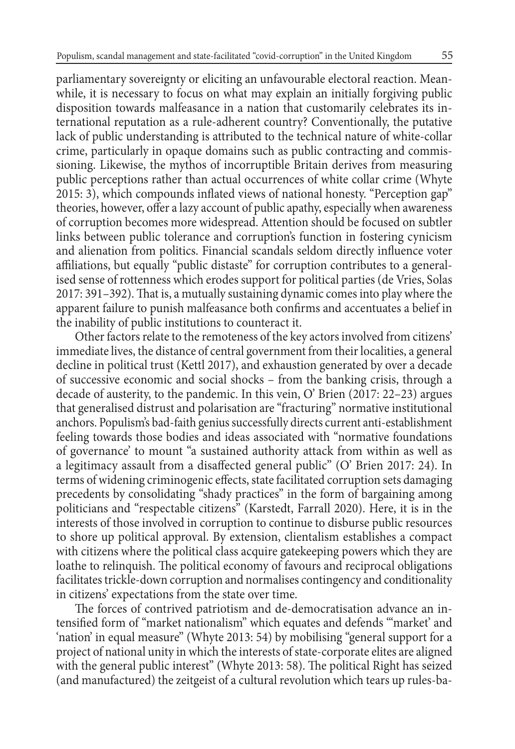parliamentary sovereignty or eliciting an unfavourable electoral reaction. Meanwhile, it is necessary to focus on what may explain an initially forgiving public disposition towards malfeasance in a nation that customarily celebrates its international reputation as a rule-adherent country? Conventionally, the putative lack of public understanding is attributed to the technical nature of white-collar crime, particularly in opaque domains such as public contracting and commissioning. Likewise, the mythos of incorruptible Britain derives from measuring public perceptions rather than actual occurrences of white collar crime (Whyte 2015: 3), which compounds inflated views of national honesty. "Perception gap" theories, however, offer a lazy account of public apathy, especially when awareness of corruption becomes more widespread. Attention should be focused on subtler links between public tolerance and corruption's function in fostering cynicism and alienation from politics. Financial scandals seldom directly influence voter affiliations, but equally "public distaste" for corruption contributes to a generalised sense of rottenness which erodes support for political parties (de Vries, Solas 2017: 391–392). That is, a mutually sustaining dynamic comes into play where the apparent failure to punish malfeasance both confirms and accentuates a belief in the inability of public institutions to counteract it.

Other factors relate to the remoteness of the key actors involved from citizens' immediate lives, the distance of central government from their localities, a general decline in political trust (Kettl 2017), and exhaustion generated by over a decade of successive economic and social shocks – from the banking crisis, through a decade of austerity, to the pandemic. In this vein, O' Brien (2017: 22–23) argues that generalised distrust and polarisation are "fracturing" normative institutional anchors. Populism's bad-faith genius successfully directs current anti-establishment feeling towards those bodies and ideas associated with "normative foundations of governance' to mount "a sustained authority attack from within as well as a legitimacy assault from a disaffected general public" (O' Brien 2017: 24). In terms of widening criminogenic effects, state facilitated corruption sets damaging precedents by consolidating "shady practices" in the form of bargaining among politicians and "respectable citizens" (Karstedt, Farrall 2020). Here, it is in the interests of those involved in corruption to continue to disburse public resources to shore up political approval. By extension, clientalism establishes a compact with citizens where the political class acquire gatekeeping powers which they are loathe to relinquish. The political economy of favours and reciprocal obligations facilitates trickle-down corruption and normalises contingency and conditionality in citizens' expectations from the state over time.

The forces of contrived patriotism and de-democratisation advance an intensified form of "market nationalism" which equates and defends "'market' and 'nation' in equal measure" (Whyte 2013: 54) by mobilising "general support for a project of national unity in which the interests of state-corporate elites are aligned with the general public interest" (Whyte 2013: 58). The political Right has seized (and manufactured) the zeitgeist of a cultural revolution which tears up rules-ba-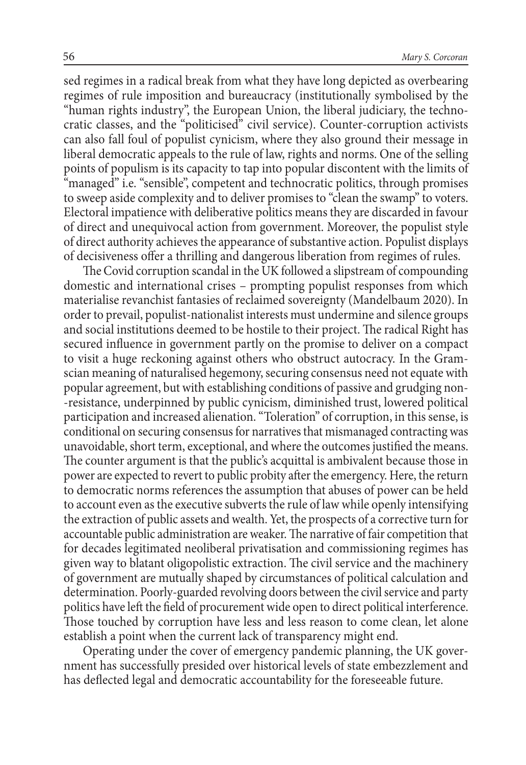sed regimes in a radical break from what they have long depicted as overbearing regimes of rule imposition and bureaucracy (institutionally symbolised by the "human rights industry", the European Union, the liberal judiciary, the technocratic classes, and the "politicised" civil service). Counter-corruption activists can also fall foul of populist cynicism, where they also ground their message in liberal democratic appeals to the rule of law, rights and norms. One of the selling points of populism is its capacity to tap into popular discontent with the limits of "managed" i.e. "sensible", competent and technocratic politics, through promises to sweep aside complexity and to deliver promises to "clean the swamp" to voters. Electoral impatience with deliberative politics means they are discarded in favour of direct and unequivocal action from government. Moreover, the populist style of direct authority achieves the appearance of substantive action. Populist displays of decisiveness offer a thrilling and dangerous liberation from regimes of rules.

The Covid corruption scandal in the UK followed a slipstream of compounding domestic and international crises – prompting populist responses from which materialise revanchist fantasies of reclaimed sovereignty (Mandelbaum 2020). In order to prevail, populist-nationalist interests must undermine and silence groups and social institutions deemed to be hostile to their project. The radical Right has secured influence in government partly on the promise to deliver on a compact to visit a huge reckoning against others who obstruct autocracy. In the Gramscian meaning of naturalised hegemony, securing consensus need not equate with popular agreement, but with establishing conditions of passive and grudging non-resistance, underpinned by public cynicism, diminished trust, lowered political participation and increased alienation. "Toleration" of corruption, in this sense, is conditional on securing consensus for narratives that mismanaged contracting was unavoidable, short term, exceptional, and where the outcomes justified the means. The counter argument is that the public's acquittal is ambivalent because those in power are expected to revert to public probity after the emergency. Here, the return to democratic norms references the assumption that abuses of power can be held to account even as the executive subverts the rule of law while openly intensifying the extraction of public assets and wealth. Yet, the prospects of a corrective turn for accountable public administration are weaker. The narrative of fair competition that for decades legitimated neoliberal privatisation and commissioning regimes has given way to blatant oligopolistic extraction. The civil service and the machinery of government are mutually shaped by circumstances of political calculation and determination. Poorly-guarded revolving doors between the civil service and party politics have left the field of procurement wide open to direct political interference. Those touched by corruption have less and less reason to come clean, let alone establish a point when the current lack of transparency might end.

Operating under the cover of emergency pandemic planning, the UK government has successfully presided over historical levels of state embezzlement and has deflected legal and democratic accountability for the foreseeable future.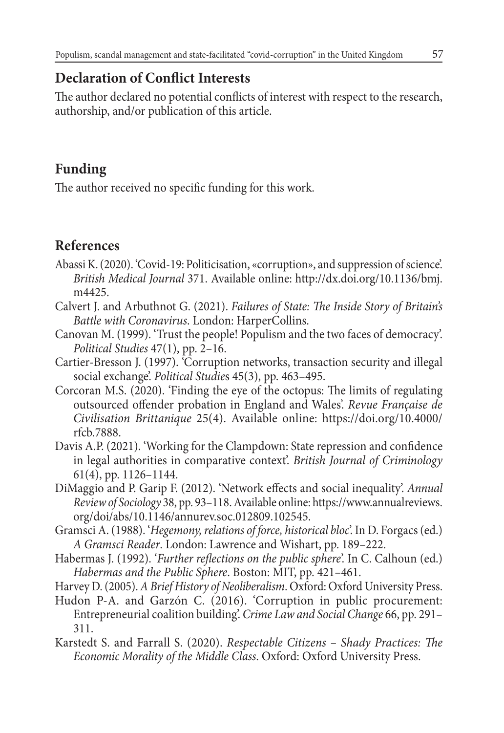## Declaration of Conflict Interests

The author declared no potential conflicts of interest with respect to the research, authorship, and/or publication of this article.

## Funding

The author received no specific funding for this work.

## References

Abassi K. (2020). 'Covid-19: Politicisation, «corruption», and suppression of science'. *British Medical Journal* 371. Available online: http://dx.doi.org/10.1136/bmj.m4425.

Calvert J. and Arbuthnot G. (2021). *Failures of State: The Inside Story of Britain's Battle with Coronavirus*. London: HarperCollins.

Canovan M. (1999). 'Trust the people! Populism and the two faces of democracy'. *Political Studies* 47(1), pp. 2–16.

Cartier-Bresson J. (1997). 'Corruption networks, transaction security and illegal social exchange'. *Political Studies* 45(3), pp. 463–495.

Corcoran M.S. (2020). 'Finding the eye of the octopus: The limits of regulating outsourced offender probation in England and Wales'. *Revue Française de Civilisation Brittanique* 25(4). Available online: https://doi.org/10.4000/rfcb.7888.

Davis A.P. (2021). 'Working for the Clampdown: State repression and confidence in legal authorities in comparative context'. *British Journal of Criminology* 61(4), pp. 1126–1144.

DiMaggio and P. Garip F. (2012). 'Network effects and social inequality'. *Annual Review of Sociology* 38, pp. 93–118. Available online: https://www.annualreviews.org/doi/abs/10.1146/annurev.soc.012809.102545.

Gramsci A. (1988). '*Hegemony, relations of force, historical bloc*'. In D. Forgacs (ed.) *A Gramsci Reader*. London: Lawrence and Wishart, pp. 189–222.

Habermas J. (1992). '*Further reflections on the public sphere*'. In C. Calhoun (ed.) *Habermas and the Public Sphere*. Boston: MIT, pp. 421–461.

Harvey D. (2005). *A Brief History of Neoliberalism*. Oxford: Oxford University Press.

Hudon P-A. and Garzón C. (2016). 'Corruption in public procurement: Entrepreneurial coalition building'. *Crime Law and Social Change* 66, pp. 291–311.

Karstedt S. and Farrall S. (2020). *Respectable Citizens – Shady Practices: The Economic Morality of the Middle Class*. Oxford: Oxford University Press.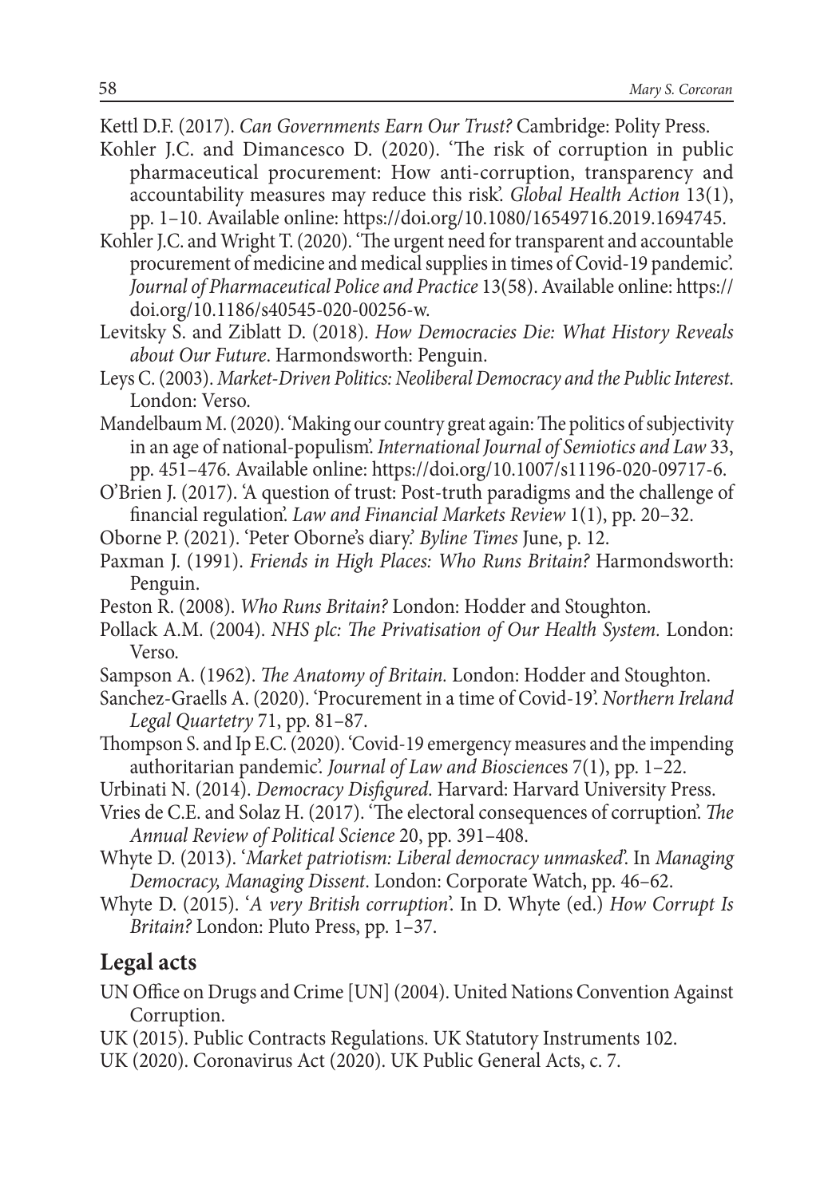Kettl D.F. (2017). *Can Governments Earn Our Trust?* Cambridge: Polity Press.

Kohler J.C. and Dimancesco D. (2020). 'The risk of corruption in public pharmaceutical procurement: How anti-corruption, transparency and accountability measures may reduce this risk'. *Global Health Action* 13(1), pp. 1–10. Available online: https://doi.org/10.1080/16549716.2019.1694745.

Kohler J.C. and Wright T. (2020). 'The urgent need for transparent and accountable procurement of medicine and medical supplies in times of Covid-19 pandemic'. *Journal of Pharmaceutical Police and Practice* 13(58). Available online: https://doi.org/10.1186/s40545-020-00256-w.

Levitsky S. and Ziblatt D. (2018). *How Democracies Die: What History Reveals about Our Future*. Harmondsworth: Penguin.

Leys C. (2003). *Market-Driven Politics: Neoliberal Democracy and the Public Interest*. London: Verso.

Mandelbaum M. (2020). 'Making our country great again: The politics of subjectivity in an age of national-populism'. *International Journal of Semiotics and Law* 33, pp. 451–476. Available online: https://doi.org/10.1007/s11196-020-09717-6.

O'Brien J. (2017). 'A question of trust: Post-truth paradigms and the challenge of financial regulation'. *Law and Financial Markets Review* 1(1), pp. 20–32.

Oborne P. (2021). 'Peter Oborne's diary.' *Byline Times* June, p. 12.

Paxman J. (1991). *Friends in High Places: Who Runs Britain?* Harmondsworth: Penguin.

Peston R. (2008). *Who Runs Britain?* London: Hodder and Stoughton.

Pollack A.M. (2004). *NHS plc: The Privatisation of Our Health System*. London: Verso.

Sampson A. (1962). *The Anatomy of Britain*. London: Hodder and Stoughton.

Sanchez-Graells A. (2020). 'Procurement in a time of Covid-19'. *Northern Ireland Legal Quartetry* 71, pp. 81–87.

Thompson S. and Ip E.C. (2020). 'Covid-19 emergency measures and the impending authoritarian pandemic'. *Journal of Law and Biosciences* 7(1), pp. 1–22.

Urbinati N. (2014). *Democracy Disfigured*. Harvard: Harvard University Press.

Vries de C.E. and Solaz H. (2017). 'The electoral consequences of corruption'. *The Annual Review of Political Science* 20, pp. 391–408.

Whyte D. (2013). '*Market patriotism: Liberal democracy unmasked*'. In *Managing Democracy, Managing Dissent*. London: Corporate Watch, pp. 46–62.

Whyte D. (2015). '*A very British corruption*'. In D. Whyte (ed.) *How Corrupt Is Britain?* London: Pluto Press, pp. 1–37.

## Legal acts

UN Office on Drugs and Crime [UN] (2004). United Nations Convention Against Corruption.

UK (2015). Public Contracts Regulations. UK Statutory Instruments 102.

UK (2020). Coronavirus Act (2020). UK Public General Acts, c. 7.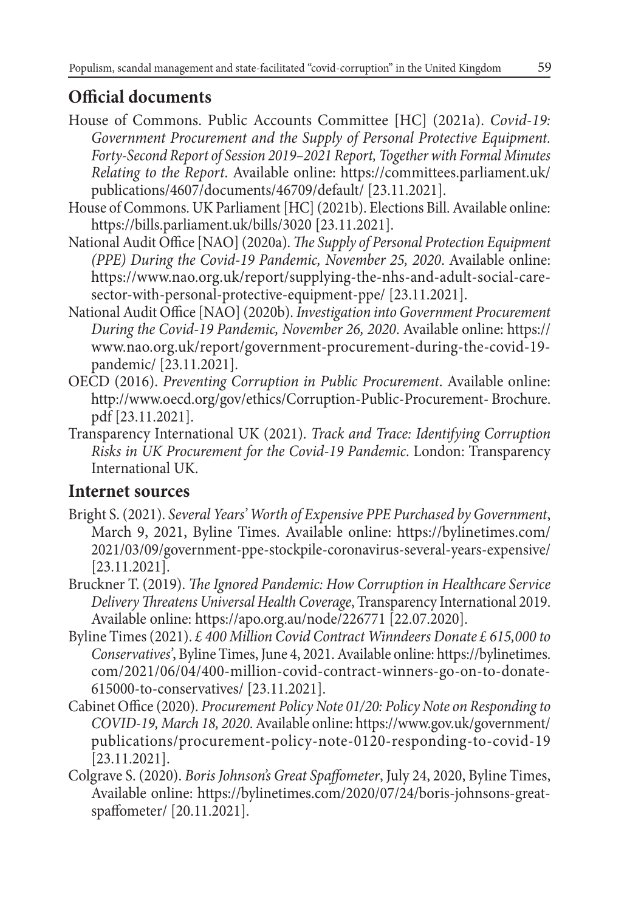## Official documents

House of Commons. Public Accounts Committee [HC] (2021a). *Covid-19: Government Procurement and the Supply of Personal Protective Equipment. Forty-Second Report of Session 2019–2021 Report, Together with Formal Minutes Relating to the Report*. Available online: https://committees.parliament.uk/publications/4607/documents/46709/default/ [23.11.2021].

House of Commons. UK Parliament [HC] (2021b). Elections Bill. Available online: https://bills.parliament.uk/bills/3020 [23.11.2021].

National Audit Office [NAO] (2020a). *The Supply of Personal Protection Equipment (PPE) During the Covid-19 Pandemic, November 25, 2020*. Available online: https://www.nao.org.uk/report/supplying-the-nhs-and-adult-social-care-sector-with-personal-protective-equipment-ppe/ [23.11.2021].

National Audit Office [NAO] (2020b). *Investigation into Government Procurement During the Covid-19 Pandemic, November 26, 2020*. Available online: https://www.nao.org.uk/report/government-procurement-during-the-covid-19-pandemic/ [23.11.2021].

OECD (2016). *Preventing Corruption in Public Procurement*. Available online: http://www.oecd.org/gov/ethics/Corruption-Public-Procurement- Brochure.pdf [23.11.2021].

Transparency International UK (2021). *Track and Trace: Identifying Corruption Risks in UK Procurement for the Covid-19 Pandemic*. London: Transparency International UK.

## Internet sources

Bright S. (2021). *Several Years' Worth of Expensive PPE Purchased by Government*, March 9, 2021, Byline Times. Available online: https://bylinetimes.com/2021/03/09/government-ppe-stockpile-coronavirus-several-years-expensive/ [23.11.2021].

Bruckner T. (2019). *The Ignored Pandemic: How Corruption in Healthcare Service Delivery Threatens Universal Health Coverage*, Transparency International 2019. Available online: https://apo.org.au/node/226771 [22.07.2020].

Byline Times (2021). *£ 400 Million Covid Contract Winndeers Donate £ 615,000 to Conservatives*', Byline Times, June 4, 2021. Available online: https://bylinetimes.com/2021/06/04/400-million-covid-contract-winners-go-on-to-donate-615000-to-conservatives/ [23.11.2021].

Cabinet Office (2020). *Procurement Policy Note 01/20: Policy Note on Responding to COVID-19, March 18, 2020*. Available online: https://www.gov.uk/government/publications/procurement-policy-note-0120-responding-to-covid-19 [23.11.2021].

Colgrave S. (2020). *Boris Johnson's Great Spaffometer*, July 24, 2020, Byline Times, Available online: https://bylinetimes.com/2020/07/24/boris-johnsons-great-spaffometer/ [20.11.2021].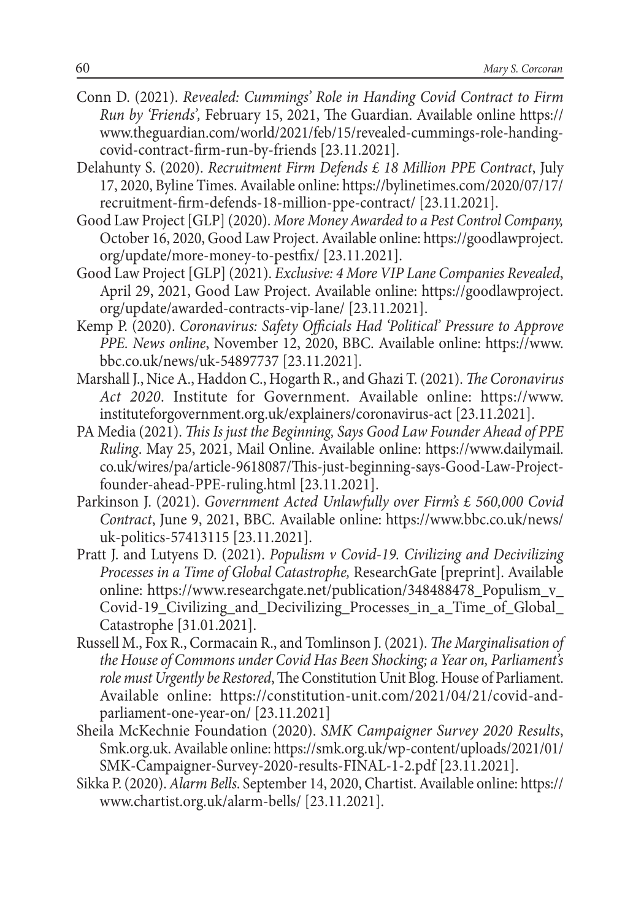Conn D. (2021). *Revealed: Cummings' Role in Handing Covid Contract to Firm Run by 'Friends',* February 15, 2021, The Guardian. Available online https://www.theguardian.com/world/2021/feb/15/revealed-cummings-role-handing-covid-contract-firm-run-by-friends [23.11.2021].

Delahunty S. (2020). *Recruitment Firm Defends £ 18 Million PPE Contract*, July 17, 2020, Byline Times. Available online: https://bylinetimes.com/2020/07/17/recruitment-firm-defends-18-million-ppe-contract/ [23.11.2021].

Good Law Project [GLP] (2020). *More Money Awarded to a Pest Control Company,* October 16, 2020, Good Law Project. Available online: https://goodlawproject.org/update/more-money-to-pestfix/ [23.11.2021].

Good Law Project [GLP] (2021). *Exclusive: 4 More VIP Lane Companies Revealed*, April 29, 2021, Good Law Project. Available online: https://goodlawproject.org/update/awarded-contracts-vip-lane/ [23.11.2021].

Kemp P. (2020). *Coronavirus: Safety Officials Had 'Political' Pressure to Approve PPE. News online*, November 12, 2020, BBC. Available online: https://www.bbc.co.uk/news/uk-54897737 [23.11.2021].

Marshall J., Nice A., Haddon C., Hogarth R., and Ghazi T. (2021). *The Coronavirus Act 2020*. Institute for Government. Available online: https://www.instituteforgovernment.org.uk/explainers/coronavirus-act [23.11.2021].

PA Media (2021). *This Is just the Beginning, Says Good Law Founder Ahead of PPE Ruling*. May 25, 2021, Mail Online. Available online: https://www.dailymail.co.uk/wires/pa/article-9618087/This-just-beginning-says-Good-Law-Project-founder-ahead-PPE-ruling.html [23.11.2021].

Parkinson J. (2021). *Government Acted Unlawfully over Firm's £ 560,000 Covid Contract*, June 9, 2021, BBC. Available online: https://www.bbc.co.uk/news/uk-politics-57413115 [23.11.2021].

Pratt J. and Lutyens D. (2021). *Populism v Covid-19. Civilizing and Decivilizing Processes in a Time of Global Catastrophe,* ResearchGate [preprint]. Available online: https://www.researchgate.net/publication/348488478_Populism_v_Covid-19_Civilizing_and_Decivilizing_Processes_in_a_Time_of_Global_Catastrophe [31.01.2021].

Russell M., Fox R., Cormacain R., and Tomlinson J. (2021). *The Marginalisation of the House of Commons under Covid Has Been Shocking; a Year on, Parliament's role must Urgently be Restored*, The Constitution Unit Blog. House of Parliament. Available online: https://constitution-unit.com/2021/04/21/covid-and-parliament-one-year-on/ [23.11.2021]

Sheila McKechnie Foundation (2020). *SMK Campaigner Survey 2020 Results*, Smk.org.uk. Available online: https://smk.org.uk/wp-content/uploads/2021/01/SMK-Campaigner-Survey-2020-results-FINAL-1-2.pdf [23.11.2021].

Sikka P. (2020). *Alarm Bells*. September 14, 2020, Chartist. Available online: https://www.chartist.org.uk/alarm-bells/ [23.11.2021].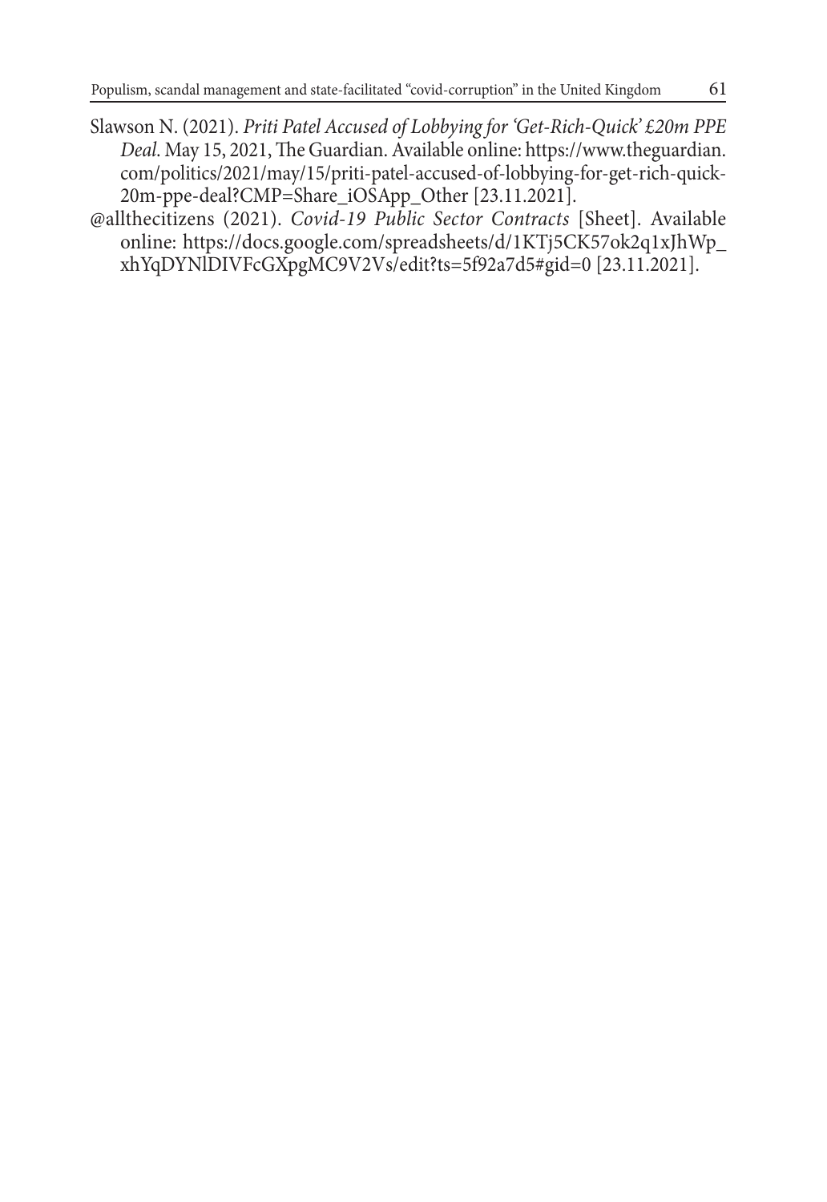Slawson N. (2021). *Priti Patel Accused of Lobbying for 'Get-Rich-Quick' £20m PPE Deal*. May 15, 2021, The Guardian. Available online: https://www.theguardian.com/politics/2021/may/15/priti-patel-accused-of-lobbying-for-get-rich-quick-20m-ppe-deal?CMP=Share_iOSApp_Other [23.11.2021].

@allthecitizens (2021). *Covid-19 Public Sector Contracts* [Sheet]. Available online: https://docs.google.com/spreadsheets/d/1KTj5CK57ok2q1xJhWp_xhYqDYNlDIVFcGXpgMC9V2Vs/edit?ts=5f92a7d5#gid=0 [23.11.2021].